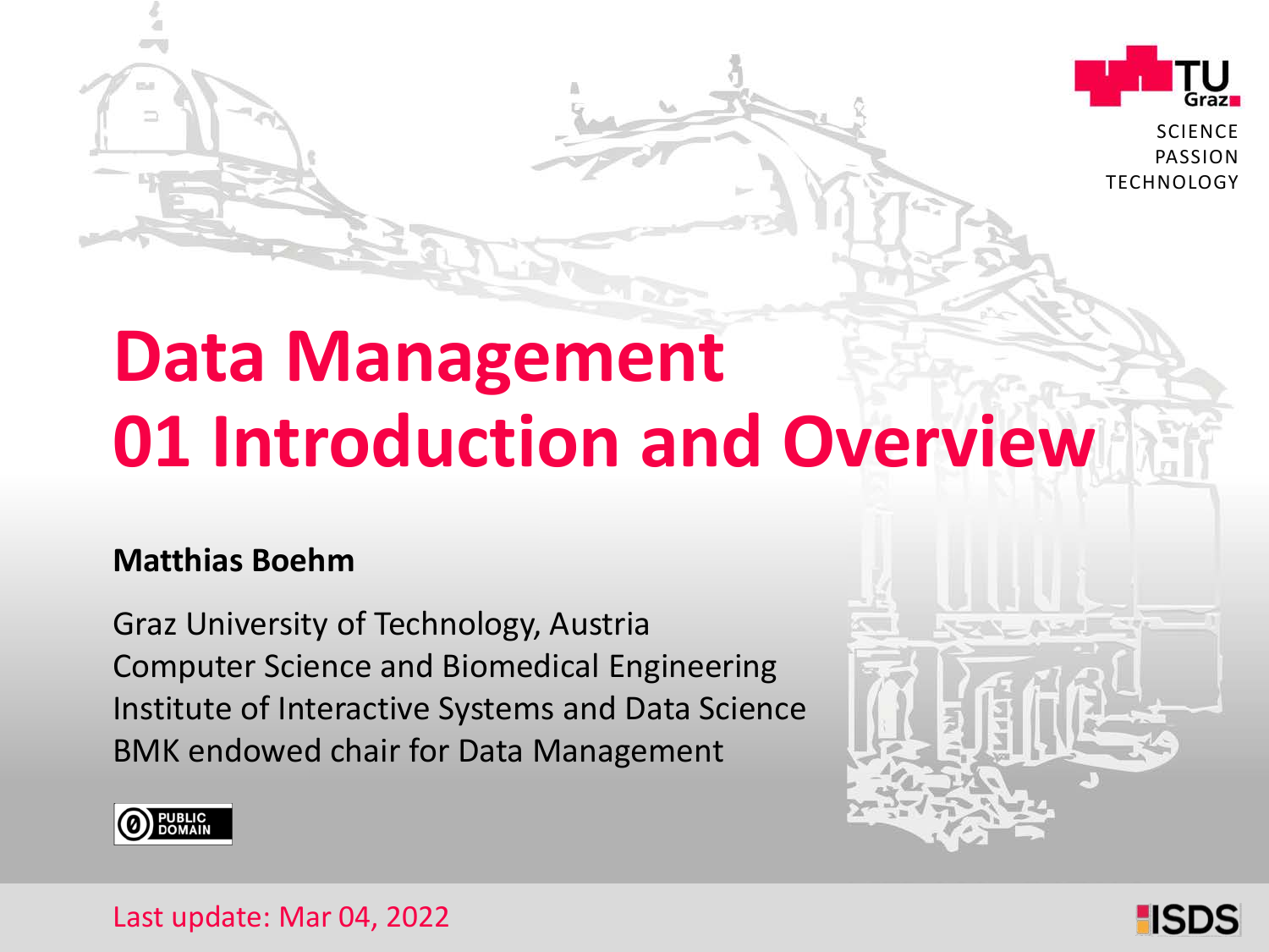# Data Management
# 01 Introduction and Overview

**Matthias Boehm**

Graz University of Technology, Austria
Computer Science and Biomedical Engineering
Institute of Interactive Systems and Data Science
BMK endowed chair for Data Management

Last update: Mar 04, 2022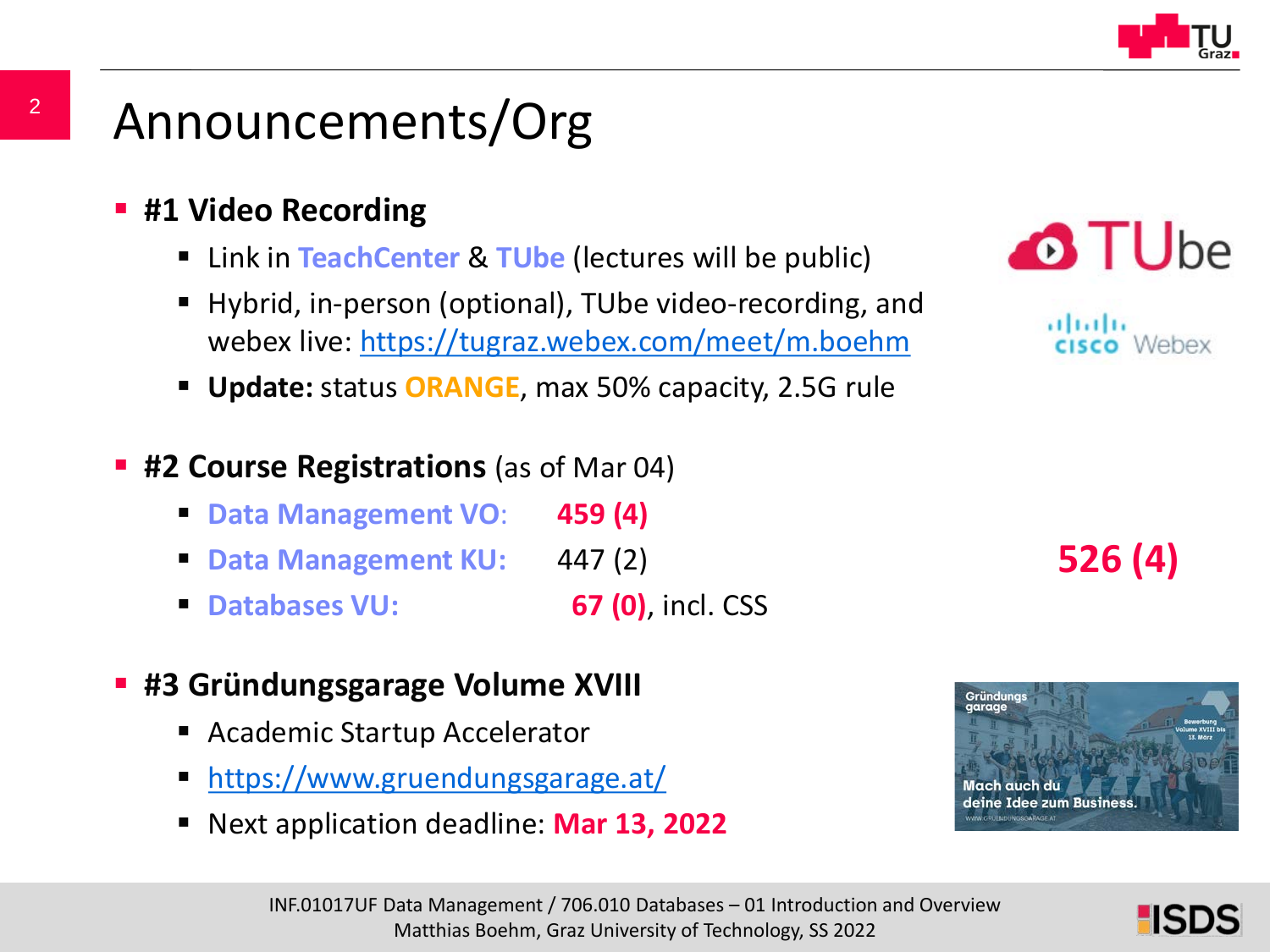# Announcements/Org

- **#1 Video Recording**
  - Link in **TeachCenter** & **TUbe** (lectures will be public)
  - Hybrid, in-person (optional), TUbe video-recording, and webex live: https://tugraz.webex.com/meet/m.boehm
  - **Update:** status **ORANGE**, max 50% capacity, 2.5G rule
- **#2 Course Registrations** (as of Mar 04)
  - **Data Management VO:** **459 (4)**
  - **Data Management KU:** 447 (2)
  - **Databases VU:** **67 (0)**, incl. CSS

  **526 (4)**
- **#3 Gründungsgarage Volume XVIII**
  - Academic Startup Accelerator
  - https://www.gruendungsgarage.at/
  - Next application deadline: **Mar 13, 2022**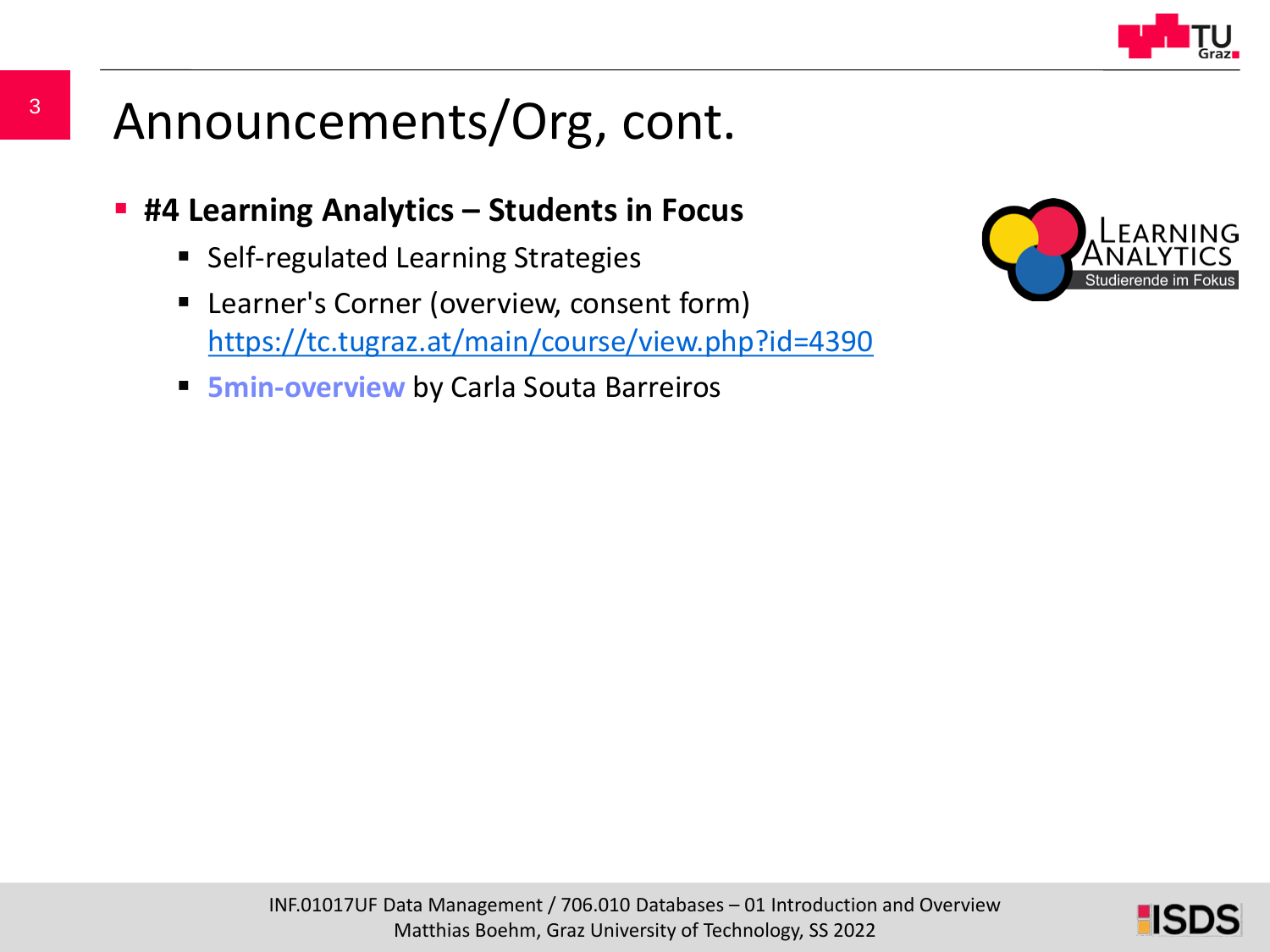# Announcements/Org, cont.

- **#4 Learning Analytics – Students in Focus**
  - Self-regulated Learning Strategies
  - Learner's Corner (overview, consent form) https://tc.tugraz.at/main/course/view.php?id=4390
  - **5min-overview** by Carla Souta Barreiros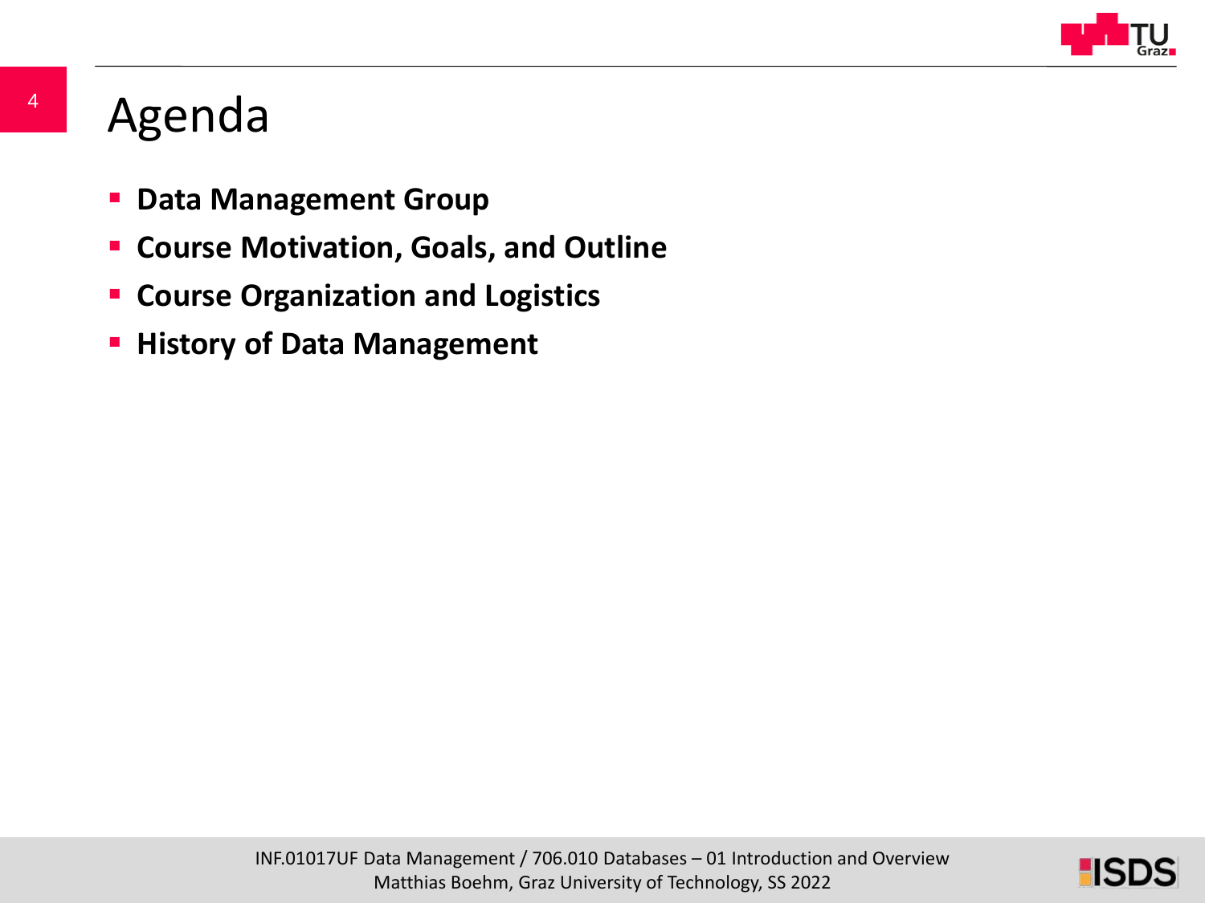# Agenda

- **Data Management Group**
- **Course Motivation, Goals, and Outline**
- **Course Organization and Logistics**
- **History of Data Management**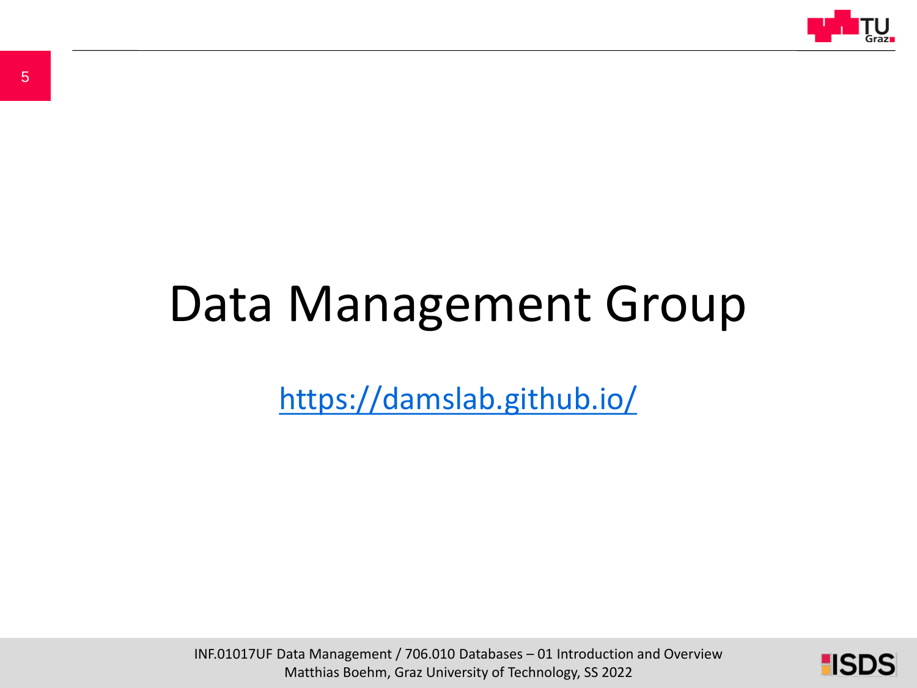# Data Management Group

https://damslab.github.io/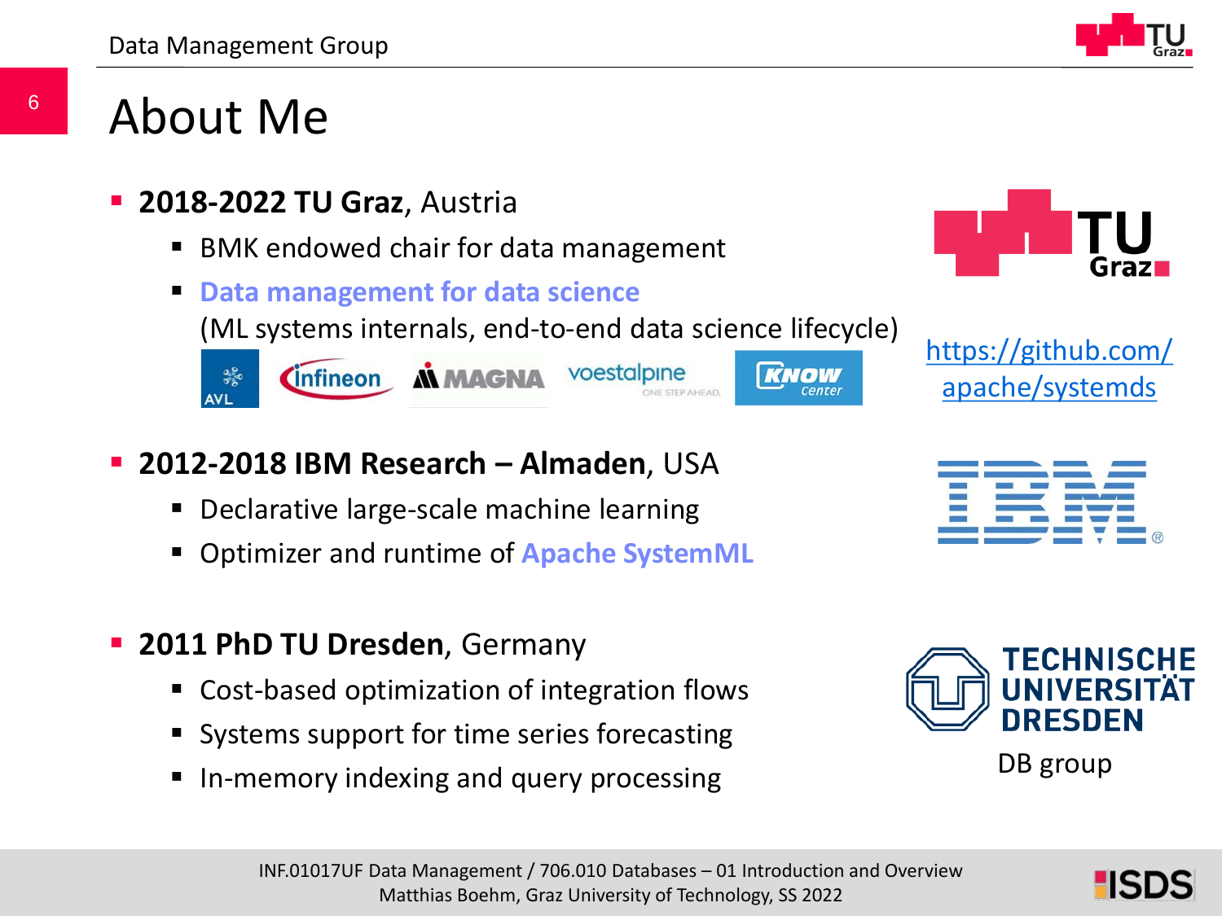# About Me

- **2018-2022 TU Graz**, Austria
  - BMK endowed chair for data management
  - **Data management for data science**
    (ML systems internals, end-to-end data science lifecycle)

https://github.com/apache/systemds

- **2012-2018 IBM Research – Almaden**, USA
  - Declarative large-scale machine learning
  - Optimizer and runtime of **Apache SystemML**

- **2011 PhD TU Dresden**, Germany
  - Cost-based optimization of integration flows
  - Systems support for time series forecasting
  - In-memory indexing and query processing

DB group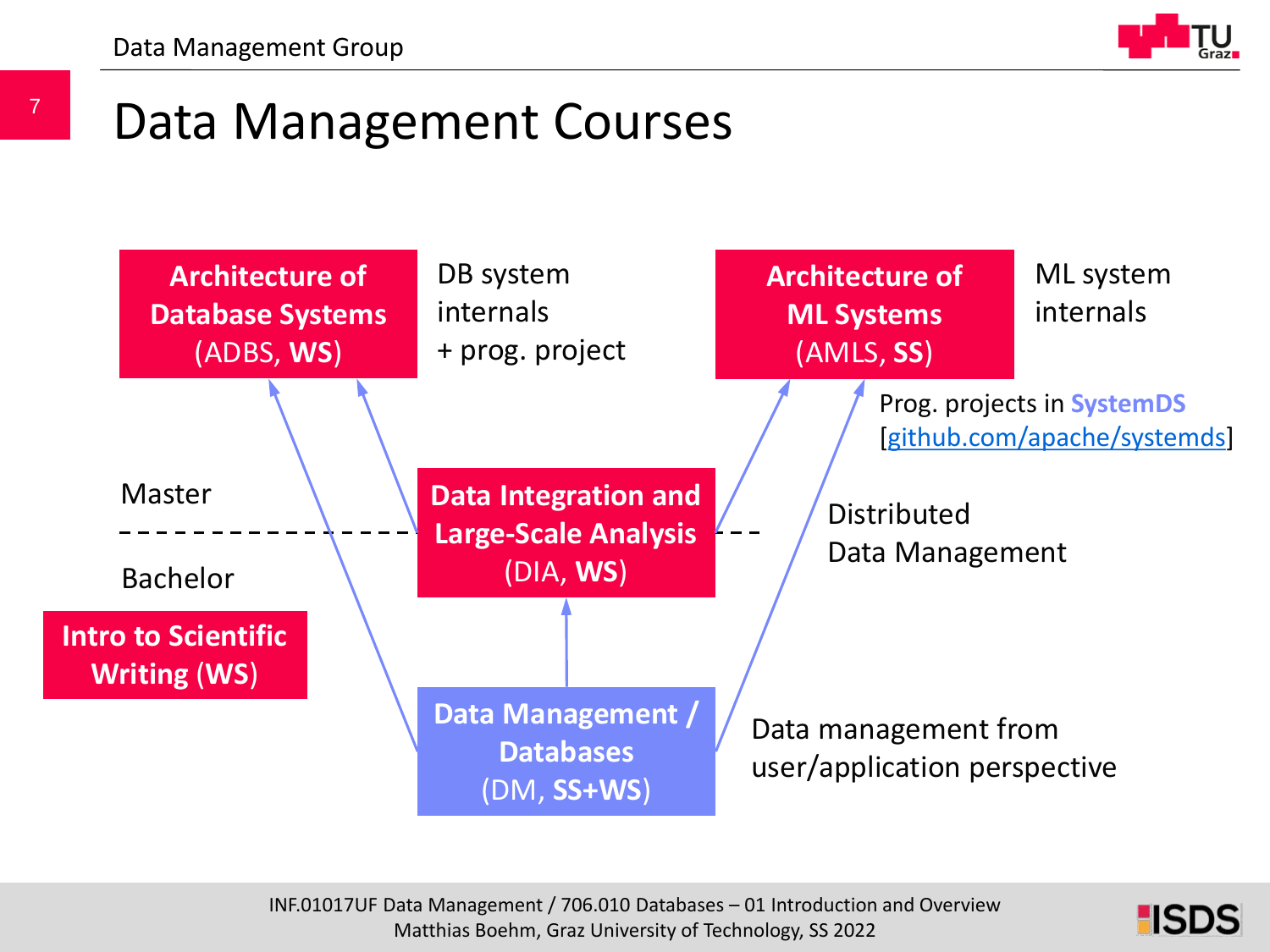# Data Management Courses

**Architecture of Database Systems** (ADBS, **WS**)

DB system internals + prog. project

**Architecture of ML Systems** (AMLS, **SS**)

ML system internals

Prog. projects in **SystemDS** [github.com/apache/systemds]

Master

Bachelor

**Data Integration and Large-Scale Analysis** (DIA, **WS**)

Distributed Data Management

**Intro to Scientific Writing (WS)**

**Data Management / Databases** (DM, **SS+WS**)

Data management from user/application perspective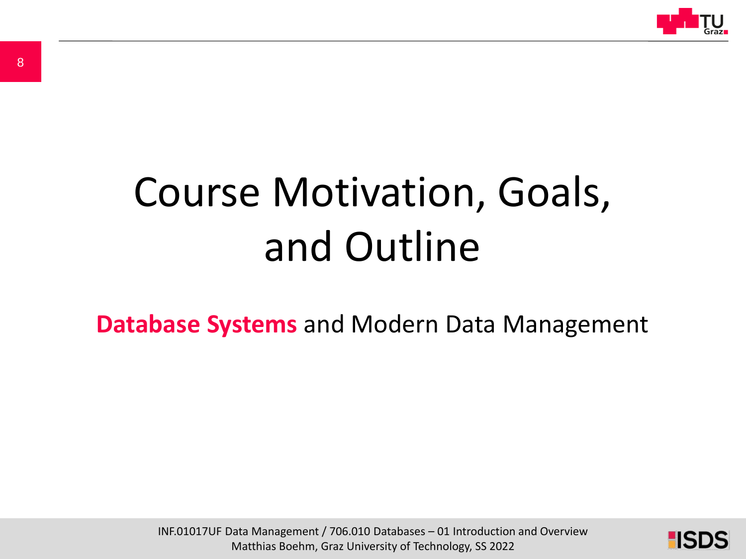# Course Motivation, Goals, and Outline

**Database Systems** and Modern Data Management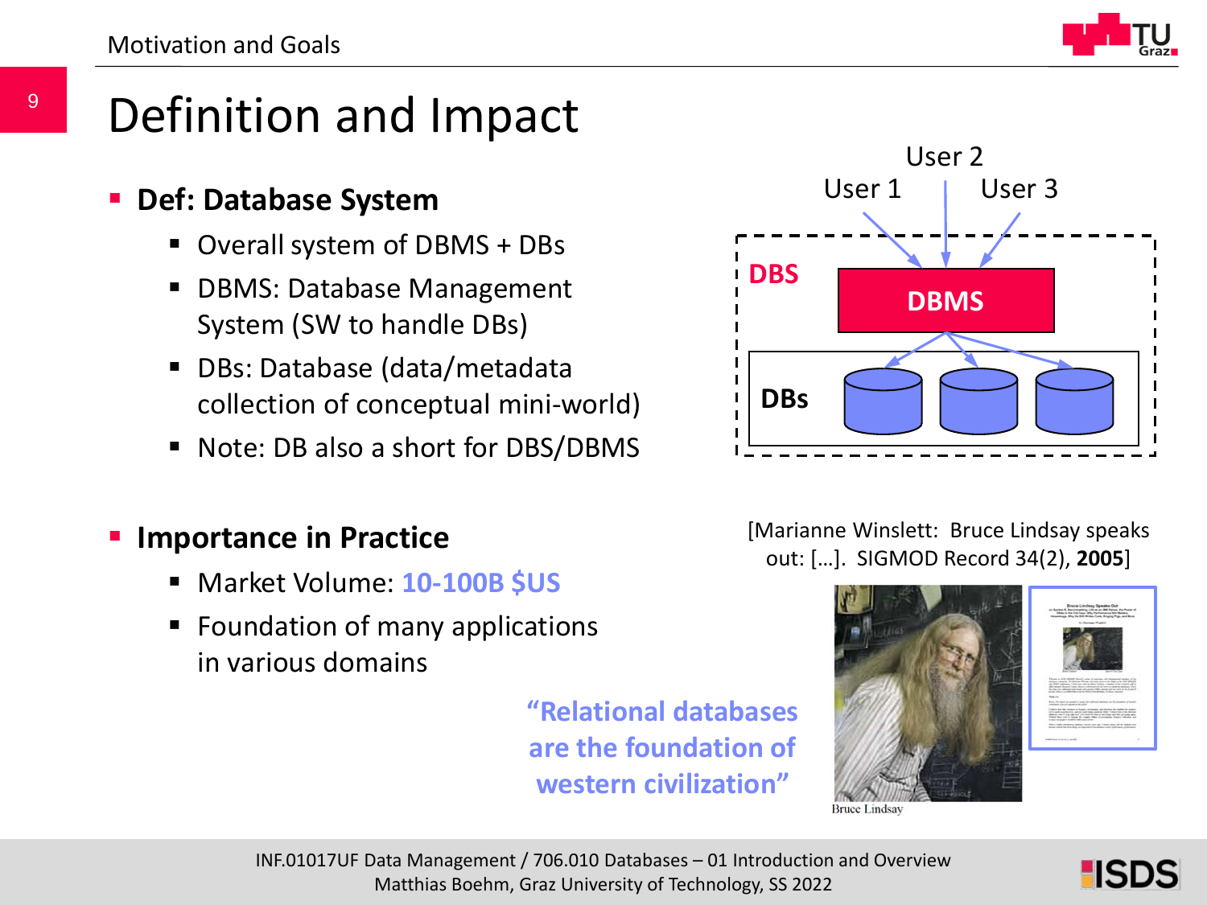# Definition and Impact

- **Def: Database System**
  - Overall system of DBMS + DBs
  - DBMS: Database Management System (SW to handle DBs)
  - DBs: Database (data/metadata collection of conceptual mini-world)
  - Note: DB also a short for DBS/DBMS

User 2
User 1 User 3

DBS
DBMS
DBs

- **Importance in Practice**
  - Market Volume: **10-100B $US**
  - Foundation of many applications in various domains

[Marianne Winslett: Bruce Lindsay speaks out: […]. SIGMOD Record 34(2), **2005**]

**"Relational databases are the foundation of western civilization"**

Bruce Lindsay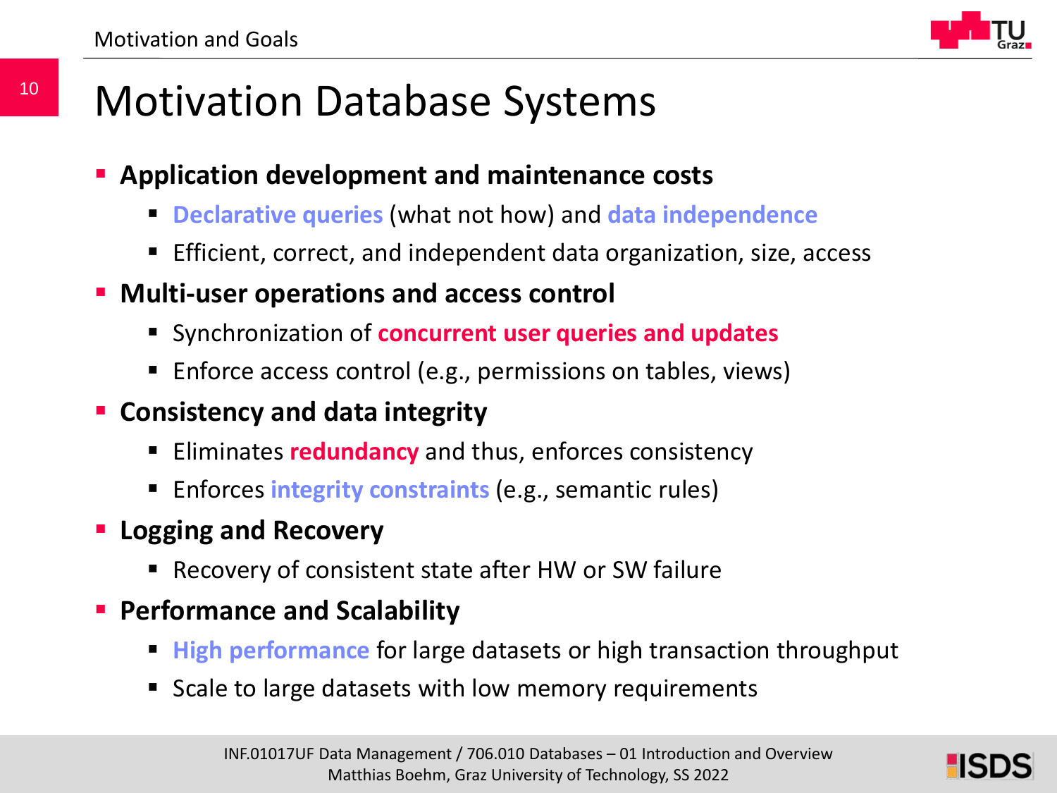# Motivation Database Systems

- **Application development and maintenance costs**
  - **Declarative queries** (what not how) and **data independence**
  - Efficient, correct, and independent data organization, size, access
- **Multi-user operations and access control**
  - Synchronization of **concurrent user queries and updates**
  - Enforce access control (e.g., permissions on tables, views)
- **Consistency and data integrity**
  - Eliminates **redundancy** and thus, enforces consistency
  - Enforces **integrity constraints** (e.g., semantic rules)
- **Logging and Recovery**
  - Recovery of consistent state after HW or SW failure
- **Performance and Scalability**
  - **High performance** for large datasets or high transaction throughput
  - Scale to large datasets with low memory requirements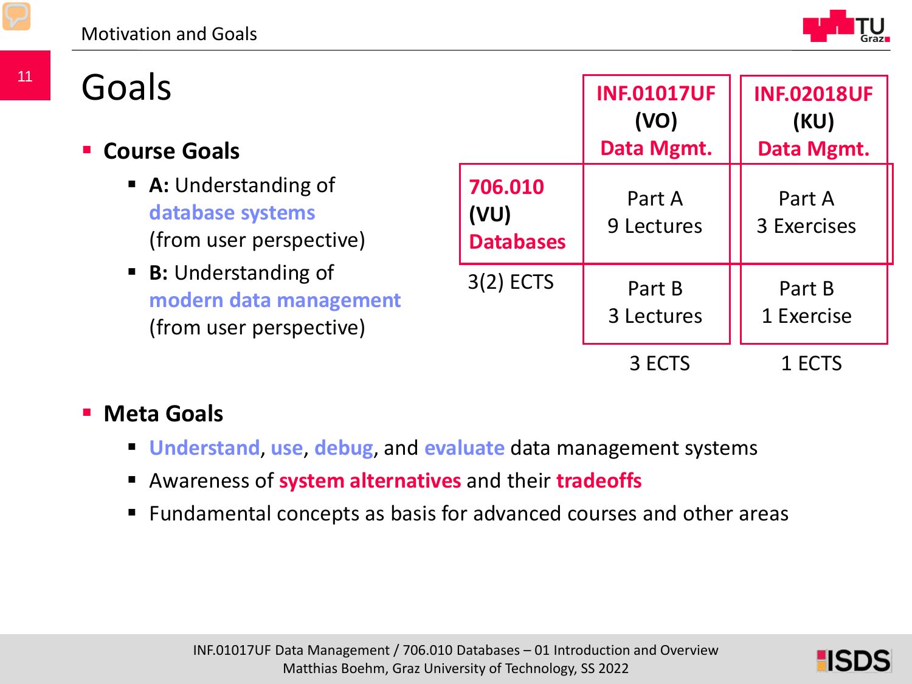# Goals

- **Course Goals**
  - **A:** Understanding of **database systems** (from user perspective)
  - **B:** Understanding of **modern data management** (from user perspective)

| | **INF.01017UF (VO) Data Mgmt.** | **INF.02018UF (KU) Data Mgmt.** |
|---|---|---|
| **706.010 (VU) Databases** | Part A 9 Lectures | Part A 3 Exercises |
| 3(2) ECTS | Part B 3 Lectures | Part B 1 Exercise |
| | 3 ECTS | 1 ECTS |

- **Meta Goals**
  - **Understand**, **use**, **debug**, and **evaluate** data management systems
  - Awareness of **system alternatives** and their **tradeoffs**
  - Fundamental concepts as basis for advanced courses and other areas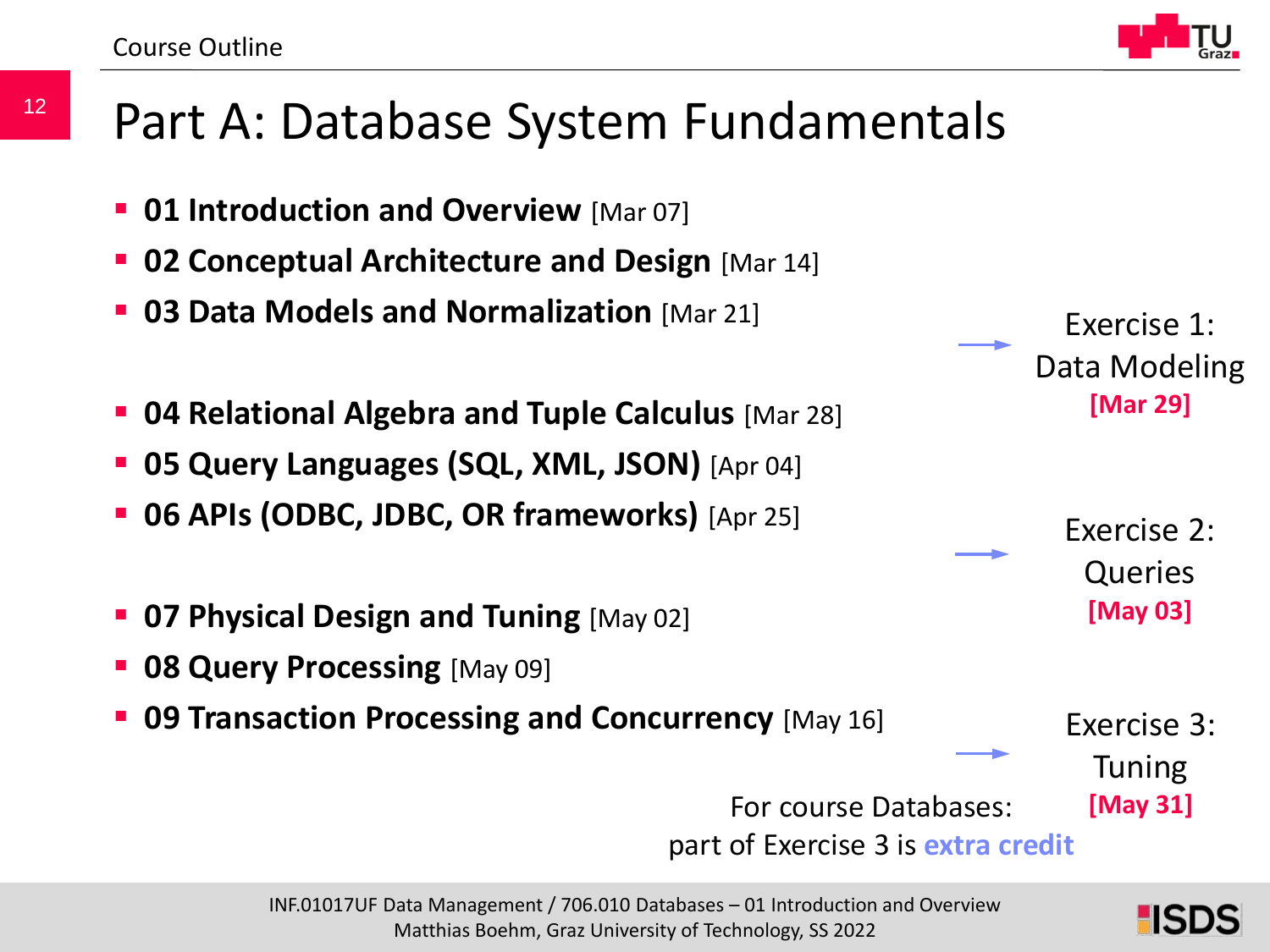# Part A: Database System Fundamentals

- **01 Introduction and Overview** [Mar 07]
- **02 Conceptual Architecture and Design** [Mar 14]
- **03 Data Models and Normalization** [Mar 21]

→ Exercise 1: Data Modeling **[Mar 29]**

- **04 Relational Algebra and Tuple Calculus** [Mar 28]
- **05 Query Languages (SQL, XML, JSON)** [Apr 04]
- **06 APIs (ODBC, JDBC, OR frameworks)** [Apr 25]

→ Exercise 2: Queries **[May 03]**

- **07 Physical Design and Tuning** [May 02]
- **08 Query Processing** [May 09]
- **09 Transaction Processing and Concurrency** [May 16]

→ Exercise 3: Tuning **[May 31]**

For course Databases: part of Exercise 3 is **extra credit**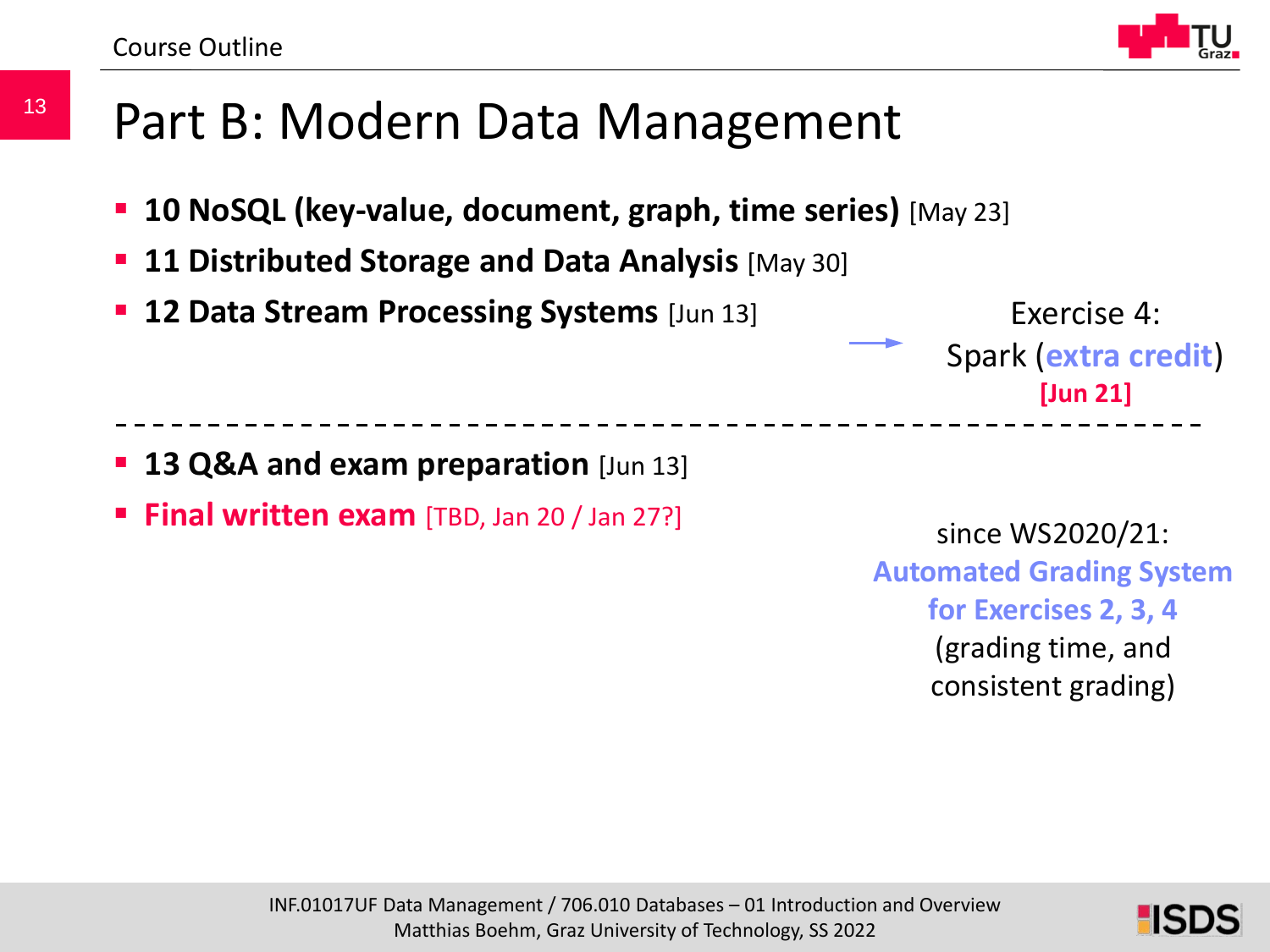# Part B: Modern Data Management

- **10 NoSQL (key-value, document, graph, time series)** [May 23]
- **11 Distributed Storage and Data Analysis** [May 30]
- **12 Data Stream Processing Systems** [Jun 13]

→ Exercise 4: Spark (**extra credit**) **[Jun 21]**

---

- **13 Q&A and exam preparation** [Jun 13]
- **Final written exam** [TBD, Jan 20 / Jan 27?]

since WS2020/21: **Automated Grading System for Exercises 2, 3, 4** (grading time, and consistent grading)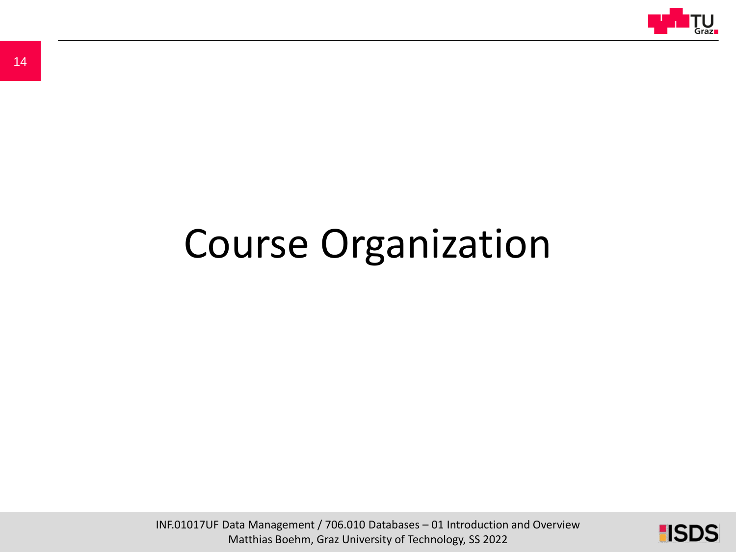# Course Organization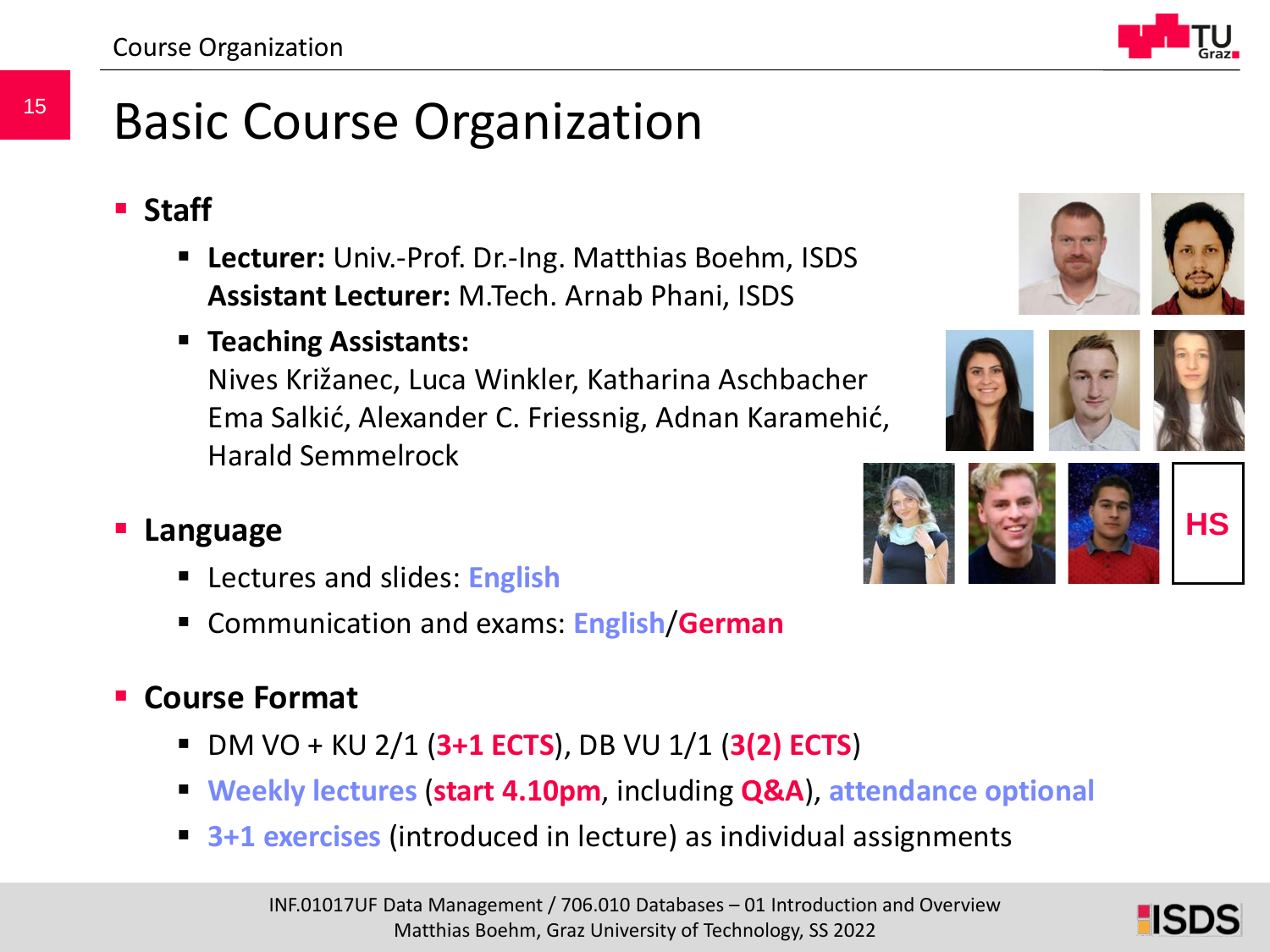# Basic Course Organization

- **Staff**
  - **Lecturer:** Univ.-Prof. Dr.-Ing. Matthias Boehm, ISDS
    **Assistant Lecturer:** M.Tech. Arnab Phani, ISDS
  - **Teaching Assistants:**
    Nives Križanec, Luca Winkler, Katharina Aschbacher
    Ema Salkić, Alexander C. Friessnig, Adnan Karamehić,
    Harald Semmelrock

- **Language**
  - Lectures and slides: **English**
  - Communication and exams: **English**/**German**

- **Course Format**
  - DM VO + KU 2/1 (**3+1 ECTS**), DB VU 1/1 (**3(2) ECTS**)
  - **Weekly lectures** (**start 4.10pm**, including **Q&A**), **attendance optional**
  - **3+1 exercises** (introduced in lecture) as individual assignments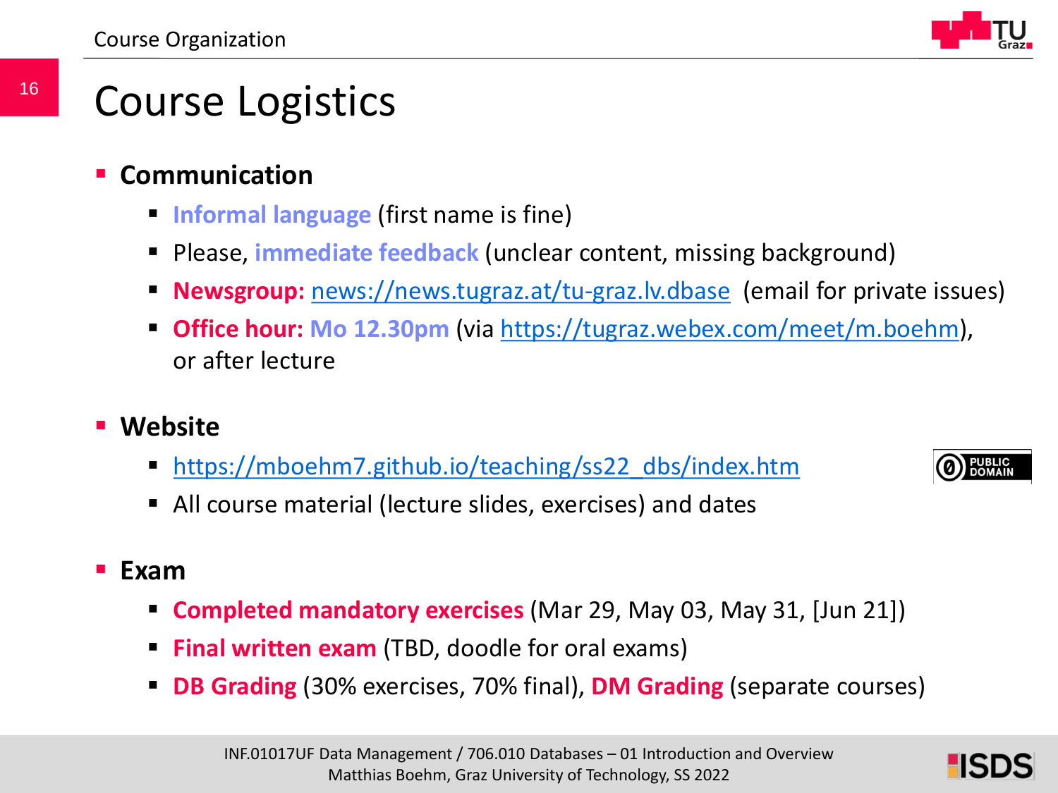# Course Logistics

- **Communication**
  - **Informal language** (first name is fine)
  - Please, **immediate feedback** (unclear content, missing background)
  - **Newsgroup:** news://news.tugraz.at/tu-graz.lv.dbase (email for private issues)
  - **Office hour: Mo 12.30pm** (via https://tugraz.webex.com/meet/m.boehm), or after lecture

- **Website**
  - https://mboehm7.github.io/teaching/ss22_dbs/index.htm
  - All course material (lecture slides, exercises) and dates

- **Exam**
  - **Completed mandatory exercises** (Mar 29, May 03, May 31, [Jun 21])
  - **Final written exam** (TBD, doodle for oral exams)
  - **DB Grading** (30% exercises, 70% final), **DM Grading** (separate courses)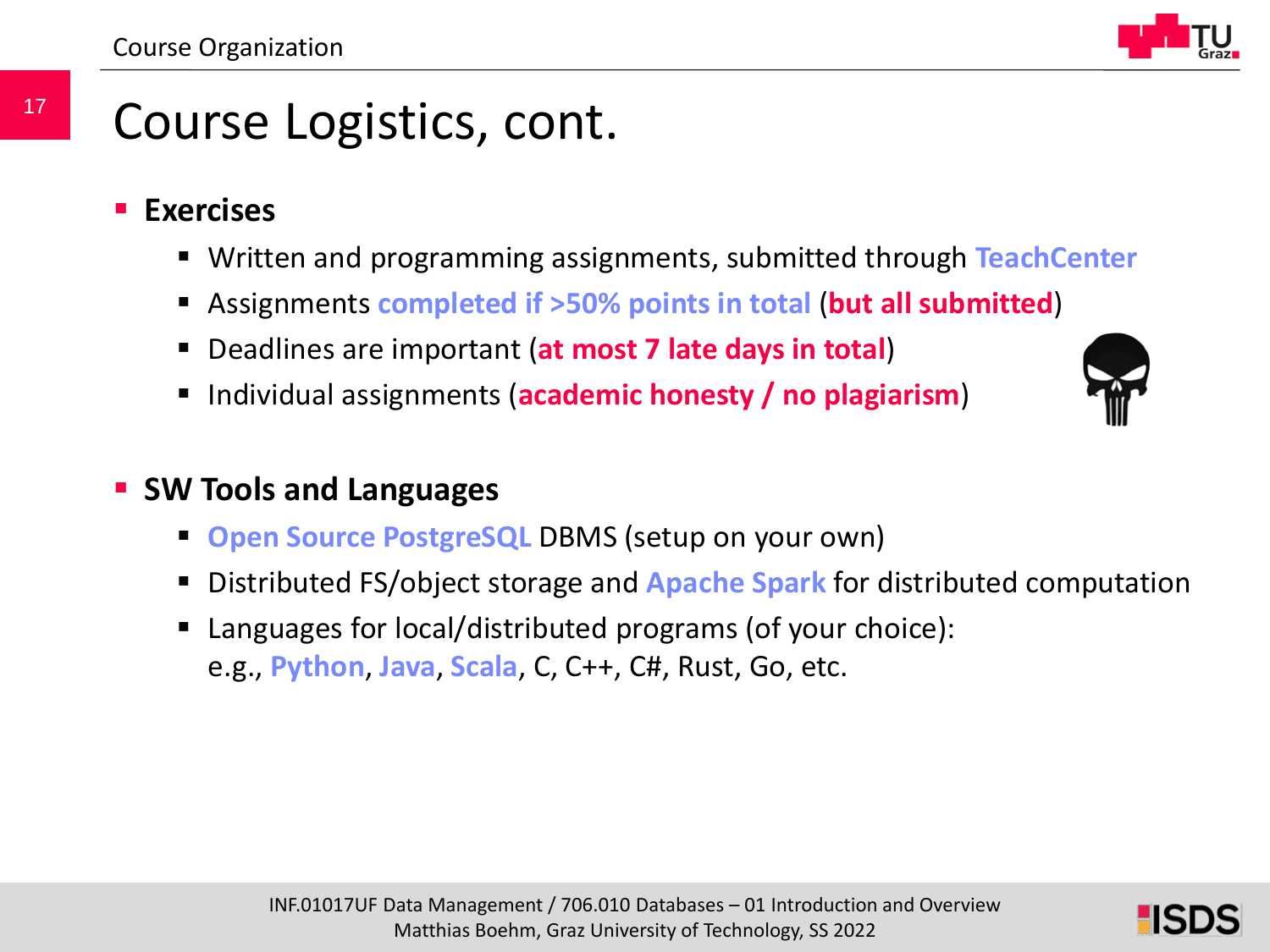# Course Logistics, cont.

- **Exercises**
  - Written and programming assignments, submitted through **TeachCenter**
  - Assignments **completed if >50% points in total** (**but all submitted**)
  - Deadlines are important (**at most 7 late days in total**)
  - Individual assignments (**academic honesty / no plagiarism**)

- **SW Tools and Languages**
  - **Open Source PostgreSQL** DBMS (setup on your own)
  - Distributed FS/object storage and **Apache Spark** for distributed computation
  - Languages for local/distributed programs (of your choice):
    e.g., **Python**, **Java**, **Scala**, C, C++, C#, Rust, Go, etc.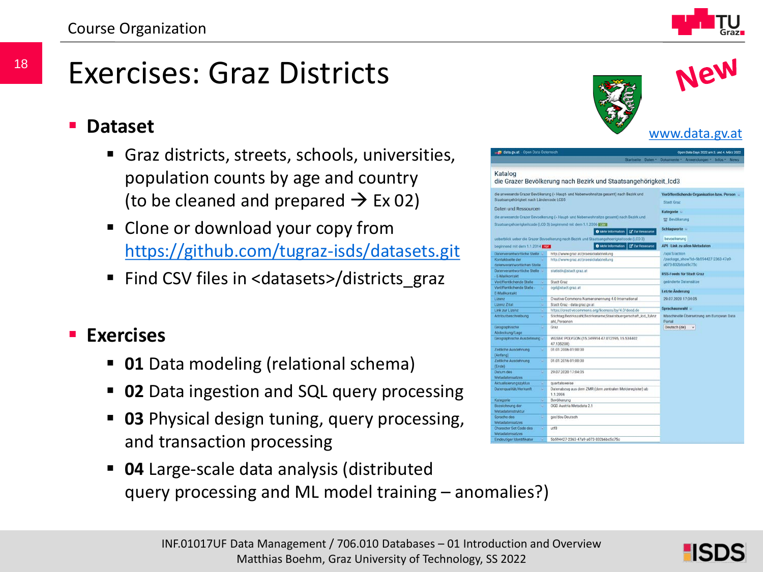# Exercises: Graz Districts

New

www.data.gv.at

- **Dataset**
  - Graz districts, streets, schools, universities, population counts by age and country (to be cleaned and prepared → Ex 02)
  - Clone or download your copy from https://github.com/tugraz-isds/datasets.git
  - Find CSV files in <datasets>/districts_graz
- **Exercises**
  - **01** Data modeling (relational schema)
  - **02** Data ingestion and SQL query processing
  - **03** Physical design tuning, query processing, and transaction processing
  - **04** Large-scale data analysis (distributed query processing and ML model training – anomalies?)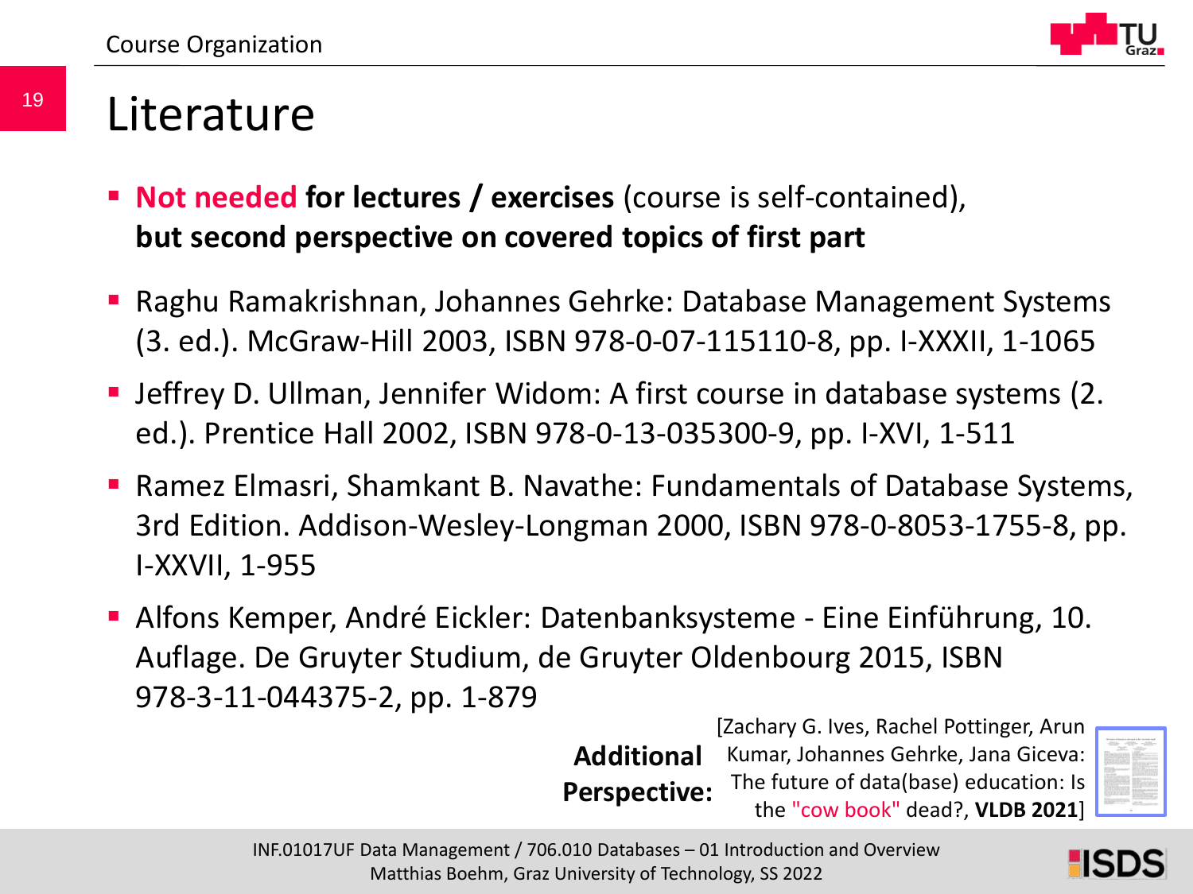# Literature

- **Not needed for lectures / exercises** (course is self-contained), **but second perspective on covered topics of first part**
- Raghu Ramakrishnan, Johannes Gehrke: Database Management Systems (3. ed.). McGraw-Hill 2003, ISBN 978-0-07-115110-8, pp. I-XXXII, 1-1065
- Jeffrey D. Ullman, Jennifer Widom: A first course in database systems (2. ed.). Prentice Hall 2002, ISBN 978-0-13-035300-9, pp. I-XVI, 1-511
- Ramez Elmasri, Shamkant B. Navathe: Fundamentals of Database Systems, 3rd Edition. Addison-Wesley-Longman 2000, ISBN 978-0-8053-1755-8, pp. I-XXVII, 1-955
- Alfons Kemper, André Eickler: Datenbanksysteme - Eine Einführung, 10. Auflage. De Gruyter Studium, de Gruyter Oldenbourg 2015, ISBN 978-3-11-044375-2, pp. 1-879

**Additional Perspective:** [Zachary G. Ives, Rachel Pottinger, Arun Kumar, Johannes Gehrke, Jana Giceva: The future of data(base) education: Is the "cow book" dead?, **VLDB 2021**]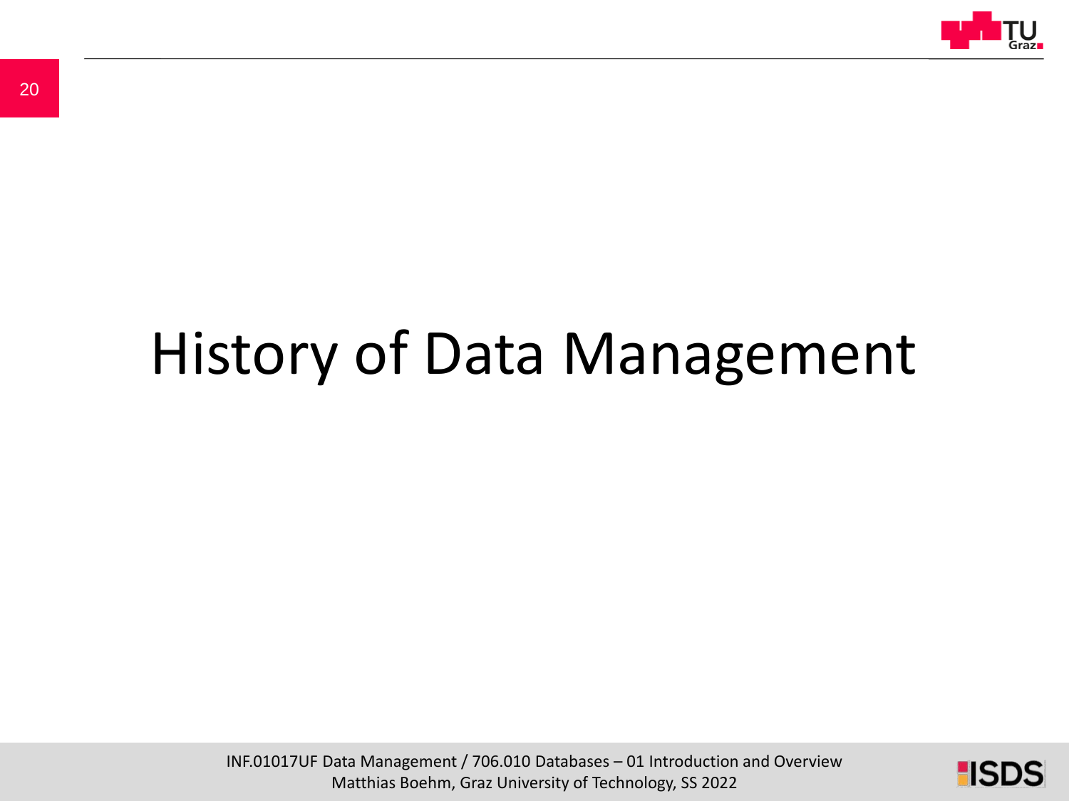# History of Data Management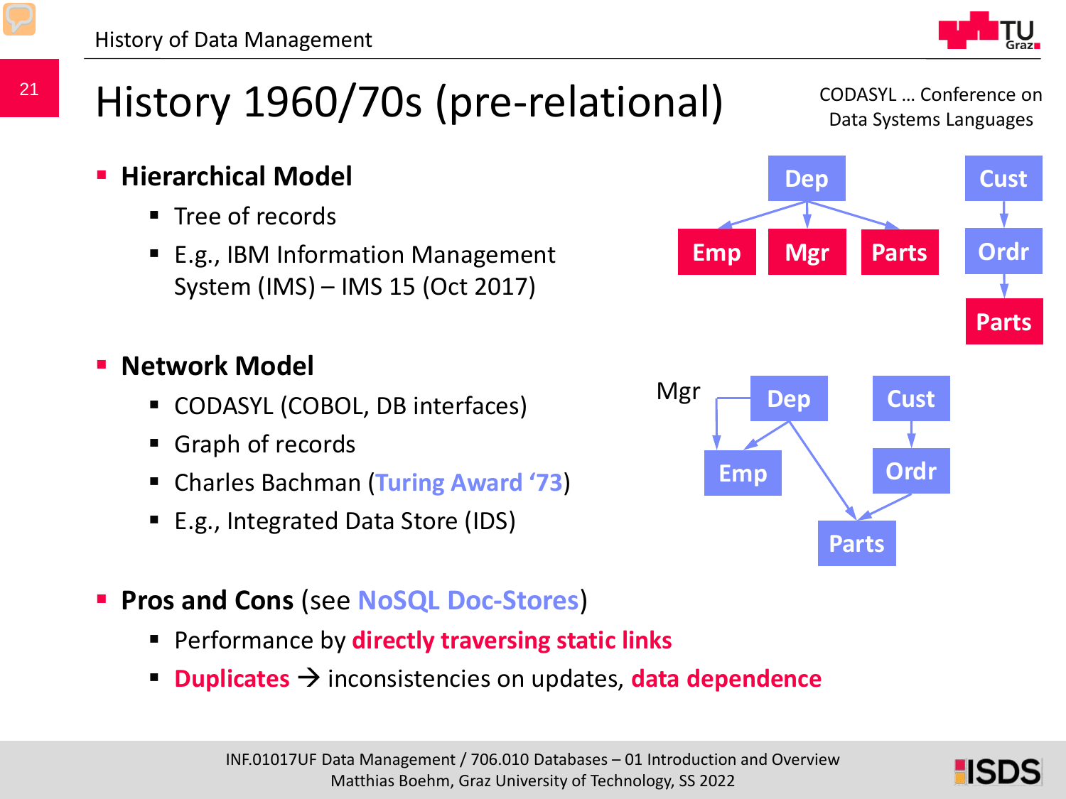# History 1960/70s (pre-relational)

CODASYL … Conference on Data Systems Languages

- **Hierarchical Model**
  - Tree of records
  - E.g., IBM Information Management System (IMS) – IMS 15 (Oct 2017)

- **Network Model**
  - CODASYL (COBOL, DB interfaces)
  - Graph of records
  - Charles Bachman (Turing Award '73)
  - E.g., Integrated Data Store (IDS)

- **Pros and Cons** (see NoSQL Doc-Stores)
  - Performance by **directly traversing static links**
  - **Duplicates** → inconsistencies on updates, **data dependence**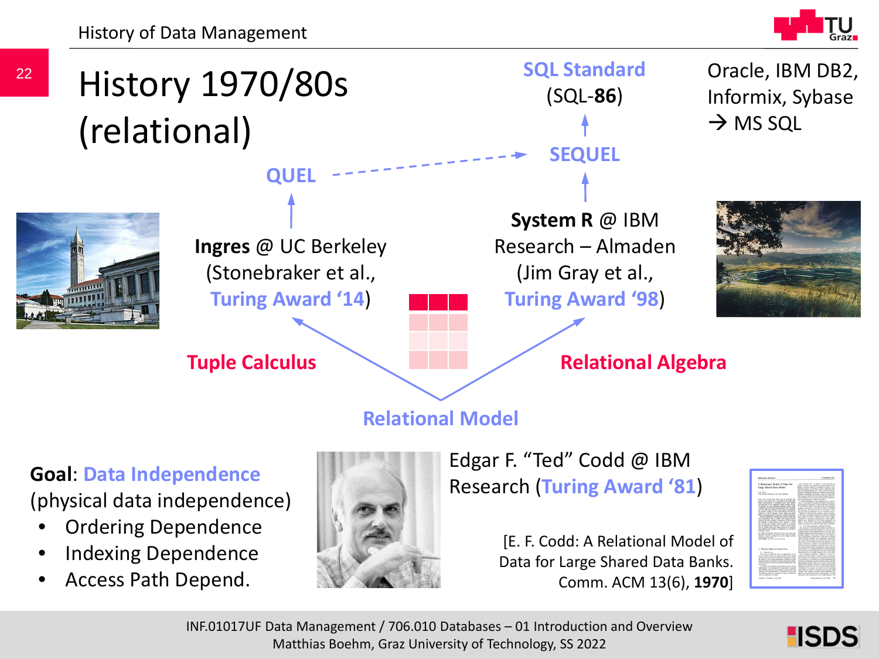# History 1970/80s (relational)

**SQL Standard** (SQL-**86**)

Oracle, IBM DB2, Informix, Sybase → MS SQL

**SEQUEL**

**QUEL**

**Ingres** @ UC Berkeley (Stonebraker et al., Turing Award '14)

**System R** @ IBM Research – Almaden (Jim Gray et al., Turing Award '98)

**Tuple Calculus**

**Relational Algebra**

**Relational Model**

**Goal**: Data Independence (physical data independence)

- Ordering Dependence
- Indexing Dependence
- Access Path Depend.

Edgar F. "Ted" Codd @ IBM Research (Turing Award '81)

[E. F. Codd: A Relational Model of Data for Large Shared Data Banks. Comm. ACM 13(6), **1970**]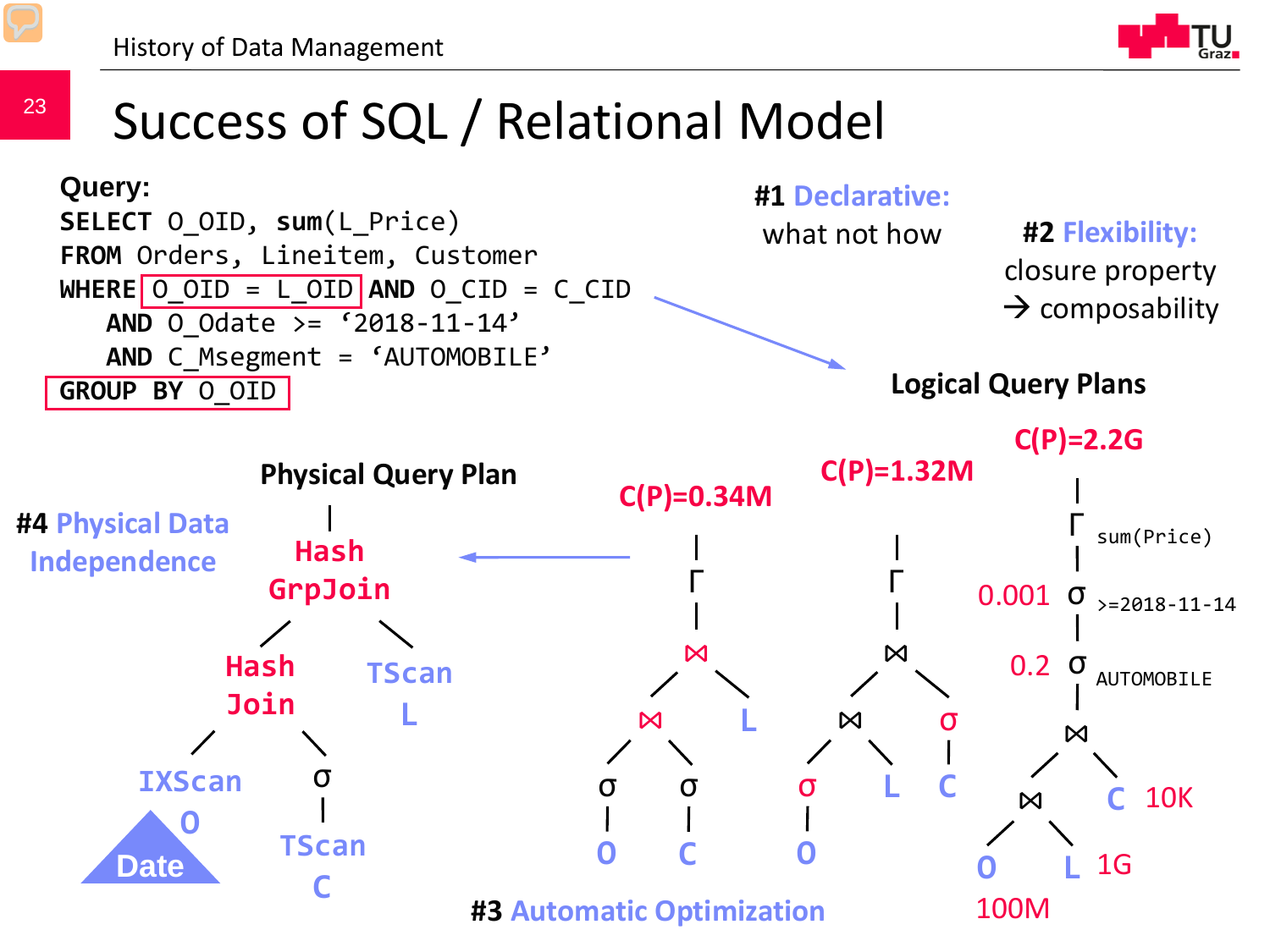# Success of SQL / Relational Model

**Query:**

```
SELECT O_OID, sum(L_Price)
FROM Orders, Lineitem, Customer
WHERE O_OID = L_OID AND O_CID = C_CID
   AND O_Odate >= '2018-11-14'
   AND C_Msegment = 'AUTOMOBILE'
GROUP BY O_OID
```

**#1 Declarative:** what not how

**#2 Flexibility:** closure property → composability

**Logical Query Plans**

C(P)=2.2G

```
Γ sum(Price)
σ >=2018-11-14   (0.001)
σ AUTOMOBILE     (0.2)
⋈
├── ⋈
│   ├── O (100M)
│   └── L (1G)
└── C (10K)
```

C(P)=1.32M

```
Γ
⋈
├── ⋈
│   ├── σ
│   │   └── O
│   └── L
└── σ
    └── C
```

C(P)=0.34M

```
Γ
⋈
├── ⋈
│   ├── σ
│   │   └── O
│   └── σ
│       └── C
└── L
```

**Physical Query Plan**

```
Hash GrpJoin
├── Hash Join
│   ├── IXScan O (Date)
│   └── σ
│       └── TScan C
└── TScan L
```

**#3 Automatic Optimization**

**#4 Physical Data Independence**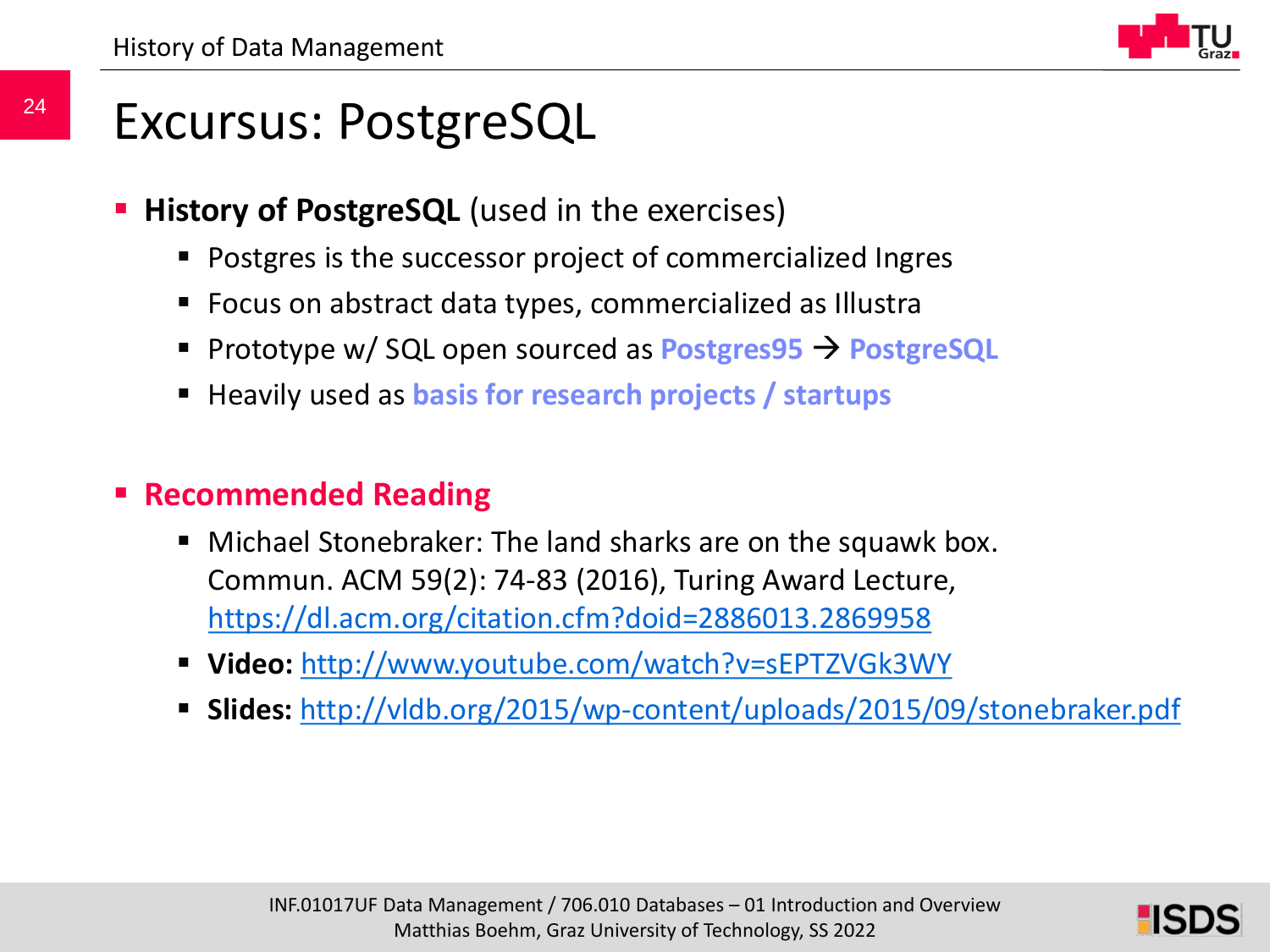# Excursus: PostgreSQL

- **History of PostgreSQL** (used in the exercises)
  - Postgres is the successor project of commercialized Ingres
  - Focus on abstract data types, commercialized as Illustra
  - Prototype w/ SQL open sourced as **Postgres95** → **PostgreSQL**
  - Heavily used as **basis for research projects / startups**

- **Recommended Reading**
  - Michael Stonebraker: The land sharks are on the squawk box. Commun. ACM 59(2): 74-83 (2016), Turing Award Lecture, https://dl.acm.org/citation.cfm?doid=2886013.2869958
  - **Video:** http://www.youtube.com/watch?v=sEPTZVGk3WY
  - **Slides:** http://vldb.org/2015/wp-content/uploads/2015/09/stonebraker.pdf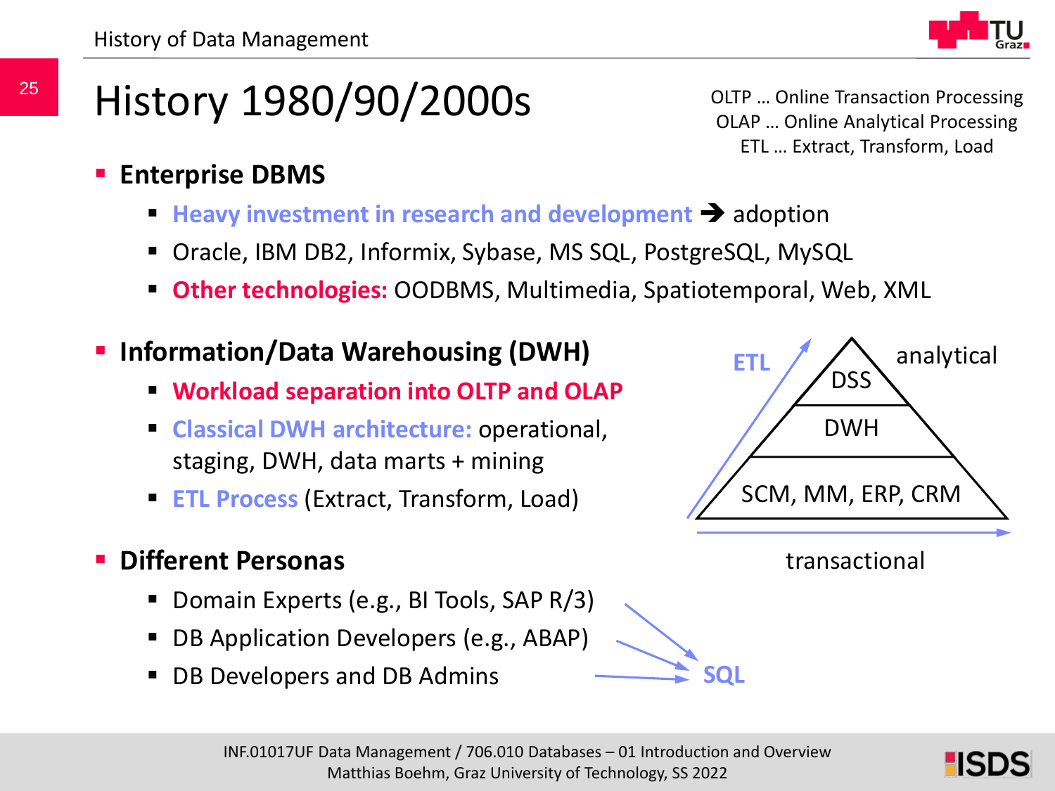# History 1980/90/2000s

OLTP … Online Transaction Processing
OLAP … Online Analytical Processing
ETL … Extract, Transform, Load

- **Enterprise DBMS**
  - **Heavy investment in research and development** ➔ adoption
  - Oracle, IBM DB2, Informix, Sybase, MS SQL, PostgreSQL, MySQL
  - **Other technologies:** OODBMS, Multimedia, Spatiotemporal, Web, XML

- **Information/Data Warehousing (DWH)**
  - **Workload separation into OLTP and OLAP**
  - **Classical DWH architecture:** operational, staging, DWH, data marts + mining
  - **ETL Process** (Extract, Transform, Load)

ETL

analytical

DSS

DWH

SCM, MM, ERP, CRM

transactional

- **Different Personas**
  - Domain Experts (e.g., BI Tools, SAP R/3)
  - DB Application Developers (e.g., ABAP)
  - DB Developers and DB Admins

→ **SQL**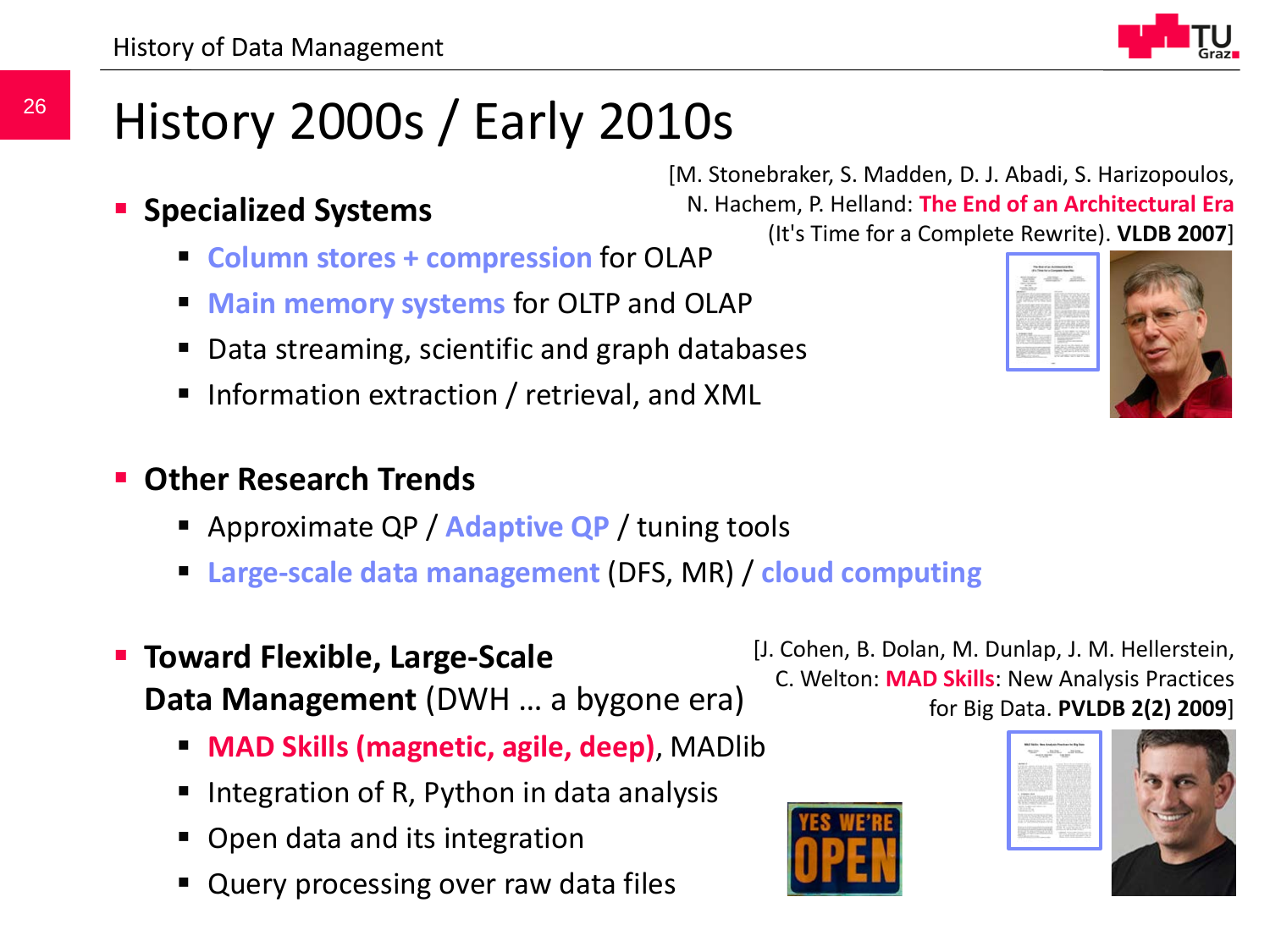# History 2000s / Early 2010s

[M. Stonebraker, S. Madden, D. J. Abadi, S. Harizopoulos, N. Hachem, P. Helland: **The End of an Architectural Era** (It's Time for a Complete Rewrite). **VLDB 2007**]

- **Specialized Systems**
  - **Column stores + compression** for OLAP
  - **Main memory systems** for OLTP and OLAP
  - Data streaming, scientific and graph databases
  - Information extraction / retrieval, and XML

- **Other Research Trends**
  - Approximate QP / **Adaptive QP** / tuning tools
  - **Large-scale data management** (DFS, MR) / **cloud computing**

- **Toward Flexible, Large-Scale Data Management** (DWH … a bygone era)
  - **MAD Skills (magnetic, agile, deep)**, MADlib
  - Integration of R, Python in data analysis
  - Open data and its integration
  - Query processing over raw data files

[J. Cohen, B. Dolan, M. Dunlap, J. M. Hellerstein, C. Welton: **MAD Skills**: New Analysis Practices for Big Data. **PVLDB 2(2) 2009**]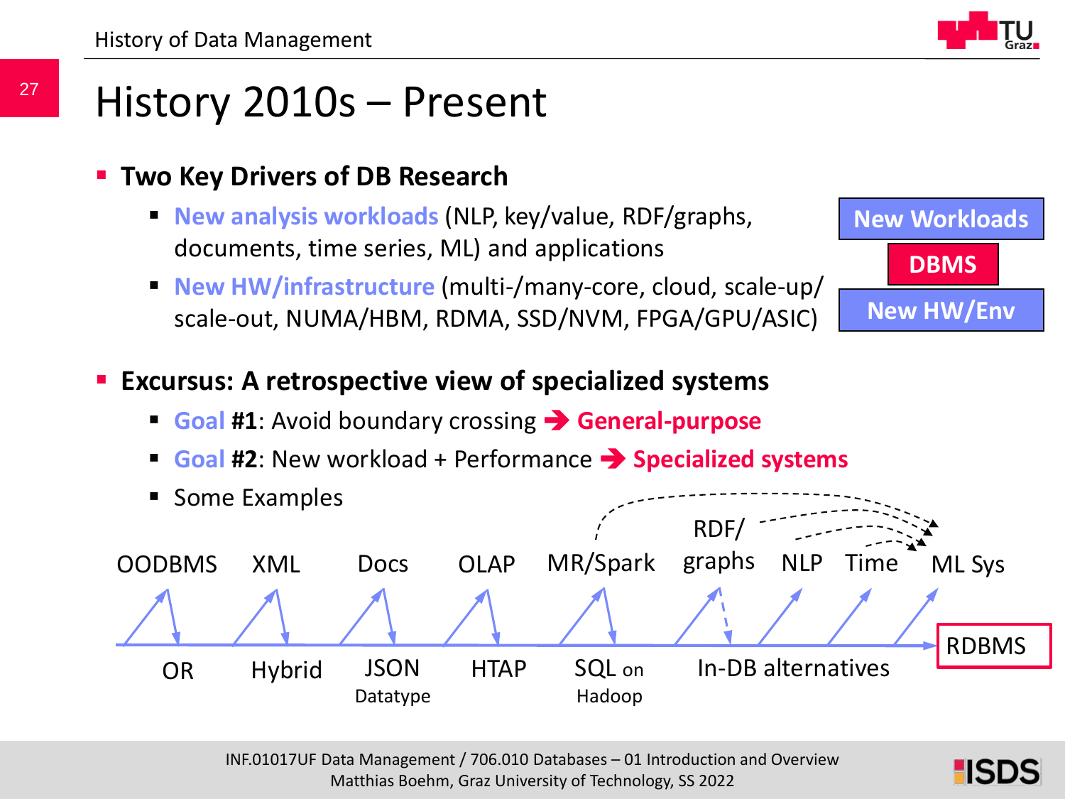# History 2010s – Present

- **Two Key Drivers of DB Research**
  - **New analysis workloads** (NLP, key/value, RDF/graphs, documents, time series, ML) and applications
  - **New HW/infrastructure** (multi-/many-core, cloud, scale-up/ scale-out, NUMA/HBM, RDMA, SSD/NVM, FPGA/GPU/ASIC)

**New Workloads**

**DBMS**

**New HW/Env**

- **Excursus: A retrospective view of specialized systems**
  - **Goal #1**: Avoid boundary crossing ➔ **General-purpose**
  - **Goal #2**: New workload + Performance ➔ **Specialized systems**
  - Some Examples

OODBMS, XML, Docs, OLAP, MR/Spark, RDF/graphs, NLP, Time, ML Sys

OR, Hybrid, JSON Datatype, HTAP, SQL on Hadoop, In-DB alternatives

RDBMS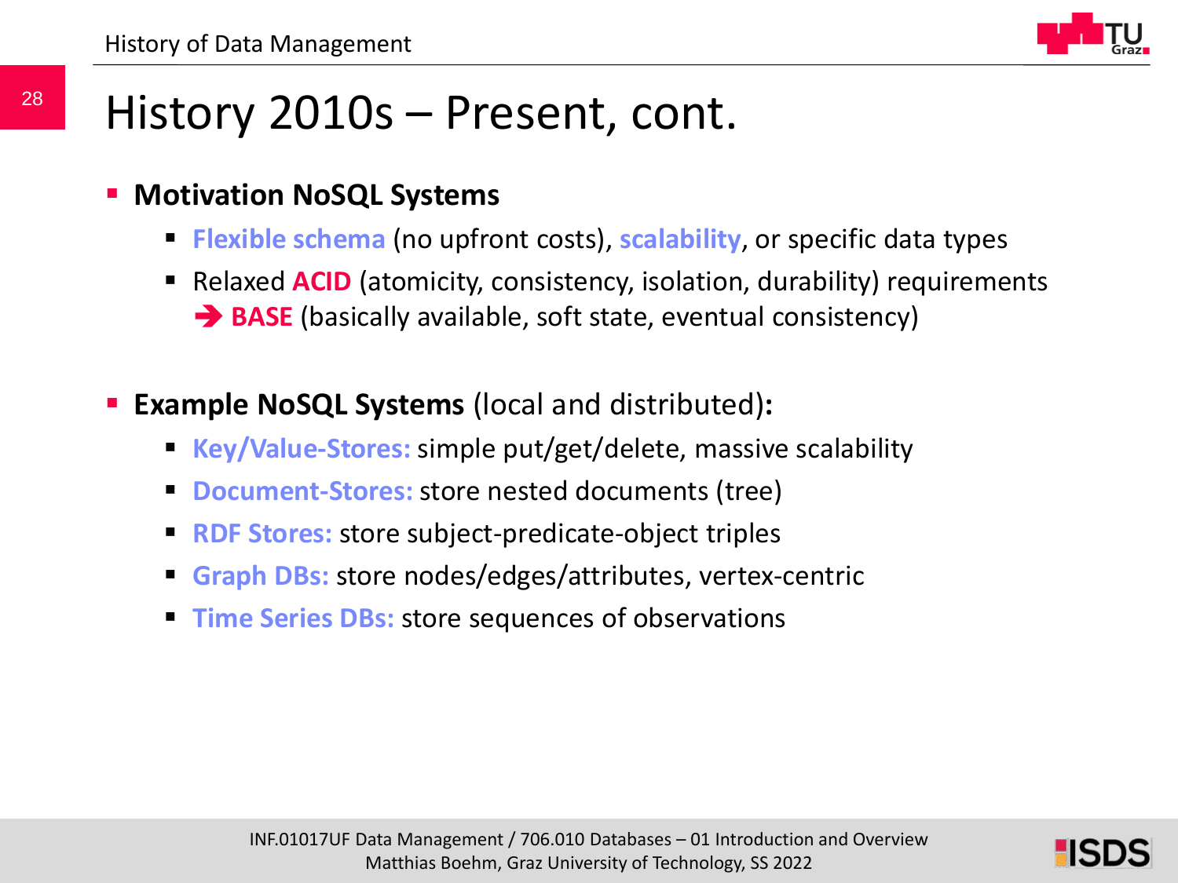# History 2010s – Present, cont.

- **Motivation NoSQL Systems**
  - **Flexible schema** (no upfront costs), **scalability**, or specific data types
  - Relaxed **ACID** (atomicity, consistency, isolation, durability) requirements
    ➔ **BASE** (basically available, soft state, eventual consistency)

- **Example NoSQL Systems** (local and distributed)**:**
  - **Key/Value-Stores:** simple put/get/delete, massive scalability
  - **Document-Stores:** store nested documents (tree)
  - **RDF Stores:** store subject-predicate-object triples
  - **Graph DBs:** store nodes/edges/attributes, vertex-centric
  - **Time Series DBs:** store sequences of observations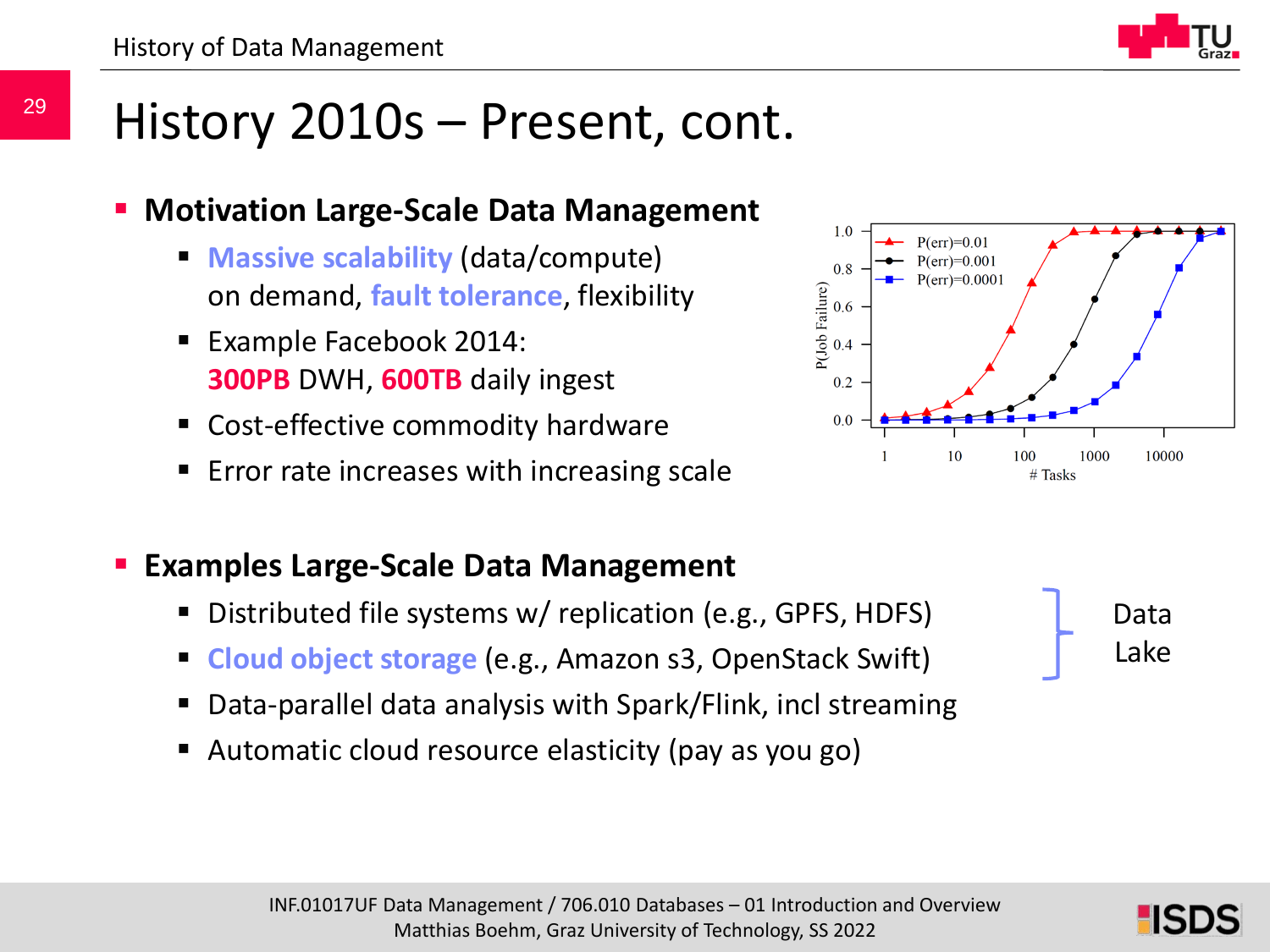# History 2010s – Present, cont.

- **Motivation Large-Scale Data Management**
  - **Massive scalability** (data/compute) on demand, **fault tolerance**, flexibility
  - Example Facebook 2014: **300PB** DWH, **600TB** daily ingest
  - Cost-effective commodity hardware
  - Error rate increases with increasing scale

- **Examples Large-Scale Data Management**
  - Distributed file systems w/ replication (e.g., GPFS, HDFS)
  - **Cloud object storage** (e.g., Amazon s3, OpenStack Swift)
  - Data-parallel data analysis with Spark/Flink, incl streaming
  - Automatic cloud resource elasticity (pay as you go)

Data Lake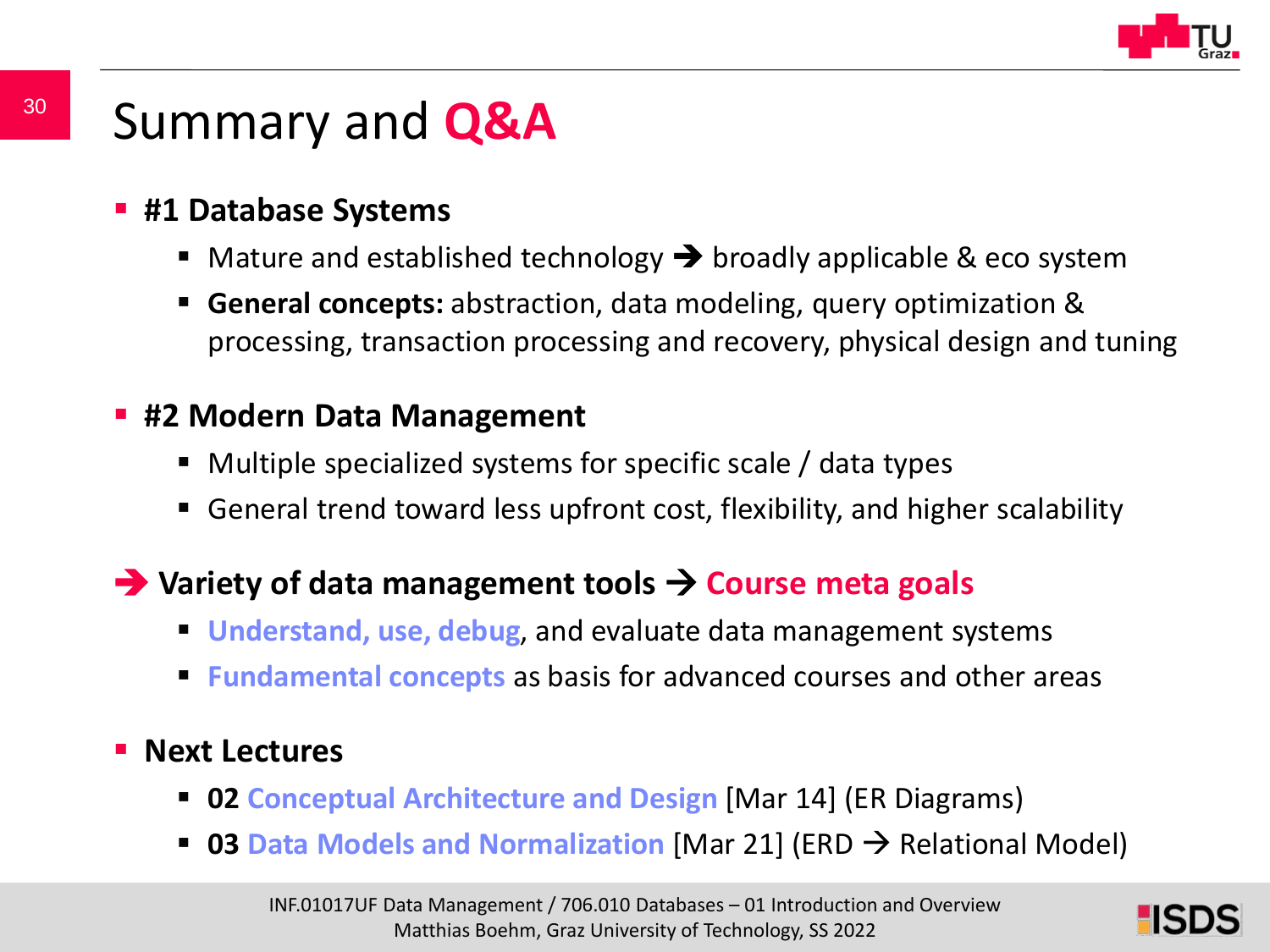# Summary and **Q&A**

- **#1 Database Systems**
  - Mature and established technology ➔ broadly applicable & eco system
  - **General concepts:** abstraction, data modeling, query optimization & processing, transaction processing and recovery, physical design and tuning

- **#2 Modern Data Management**
  - Multiple specialized systems for specific scale / data types
  - General trend toward less upfront cost, flexibility, and higher scalability

➔ **Variety of data management tools → Course meta goals**

  - **Understand, use, debug**, and evaluate data management systems
  - **Fundamental concepts** as basis for advanced courses and other areas

- **Next Lectures**
  - **02 Conceptual Architecture and Design** [Mar 14] (ER Diagrams)
  - **03 Data Models and Normalization** [Mar 21] (ERD → Relational Model)